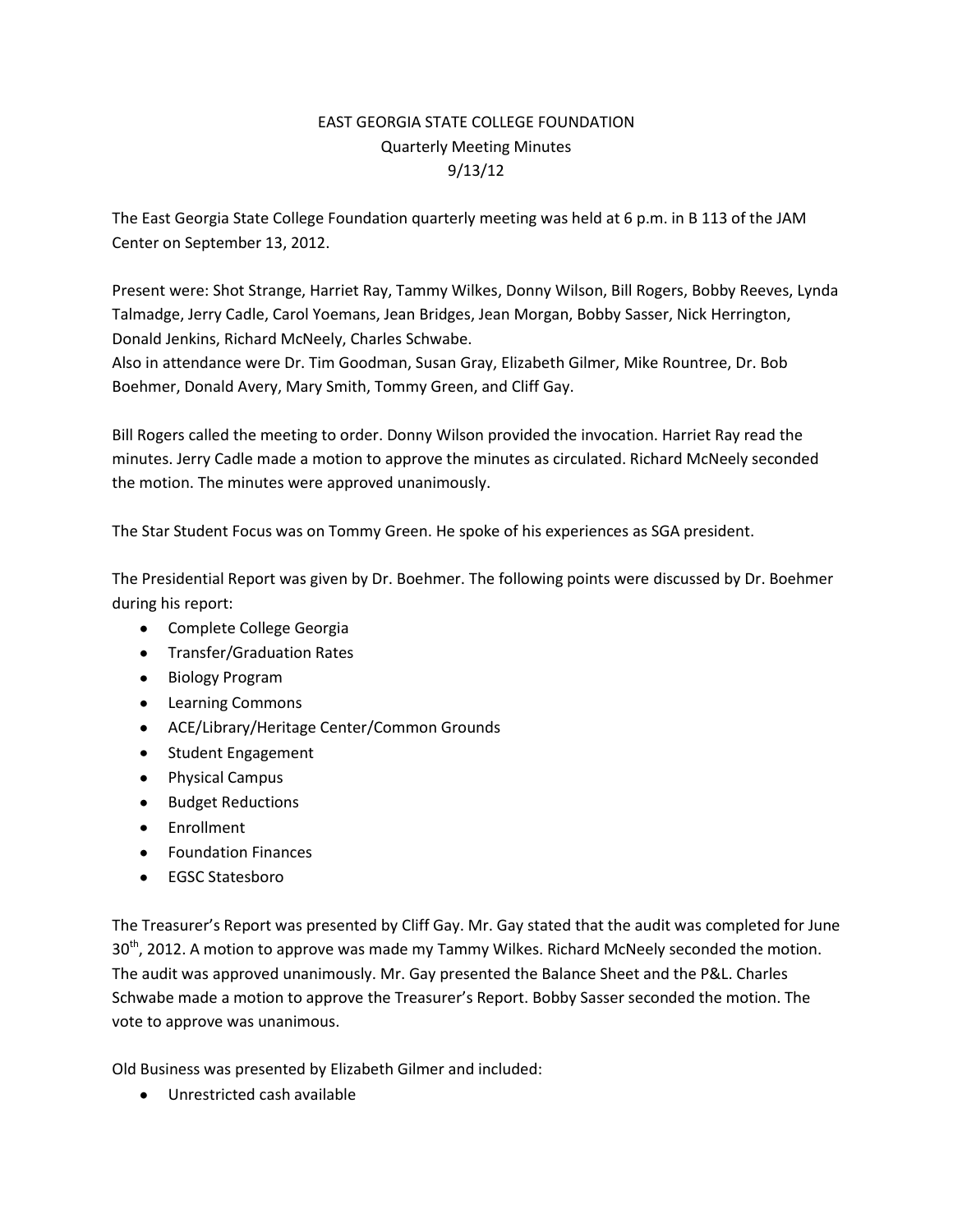# EAST GEORGIA STATE COLLEGE FOUNDATION

## Quarterly Meeting Minutes

9/13/12

The East Georgia State College Foundation quarterly meeting was held at 6 p.m. in B 113 of the JAM Center on September 13, 2012.

Present were: Shot Strange, Harriet Ray, Tammy Wilkes, Donny Wilson, Bill Rogers, Bobby Reeves, Lynda Talmadge, Jerry Cadle, Carol Yoemans, Jean Bridges, Jean Morgan, Bobby Sasser, Nick Herrington, Donald Jenkins, Richard McNeely, Charles Schwabe.
Also in attendance were Dr. Tim Goodman, Susan Gray, Elizabeth Gilmer, Mike Rountree, Dr. Bob Boehmer, Donald Avery, Mary Smith, Tommy Green, and Cliff Gay.

Bill Rogers called the meeting to order. Donny Wilson provided the invocation. Harriet Ray read the minutes. Jerry Cadle made a motion to approve the minutes as circulated. Richard McNeely seconded the motion. The minutes were approved unanimously.

The Star Student Focus was on Tommy Green. He spoke of his experiences as SGA president.

The Presidential Report was given by Dr. Boehmer. The following points were discussed by Dr. Boehmer during his report:

- Complete College Georgia
- Transfer/Graduation Rates
- Biology Program
- Learning Commons
- ACE/Library/Heritage Center/Common Grounds
- Student Engagement
- Physical Campus
- Budget Reductions
- Enrollment
- Foundation Finances
- EGSC Statesboro

The Treasurer's Report was presented by Cliff Gay. Mr. Gay stated that the audit was completed for June 30th, 2012. A motion to approve was made my Tammy Wilkes. Richard McNeely seconded the motion. The audit was approved unanimously. Mr. Gay presented the Balance Sheet and the P&L. Charles Schwabe made a motion to approve the Treasurer's Report. Bobby Sasser seconded the motion. The vote to approve was unanimous.

Old Business was presented by Elizabeth Gilmer and included:

- Unrestricted cash available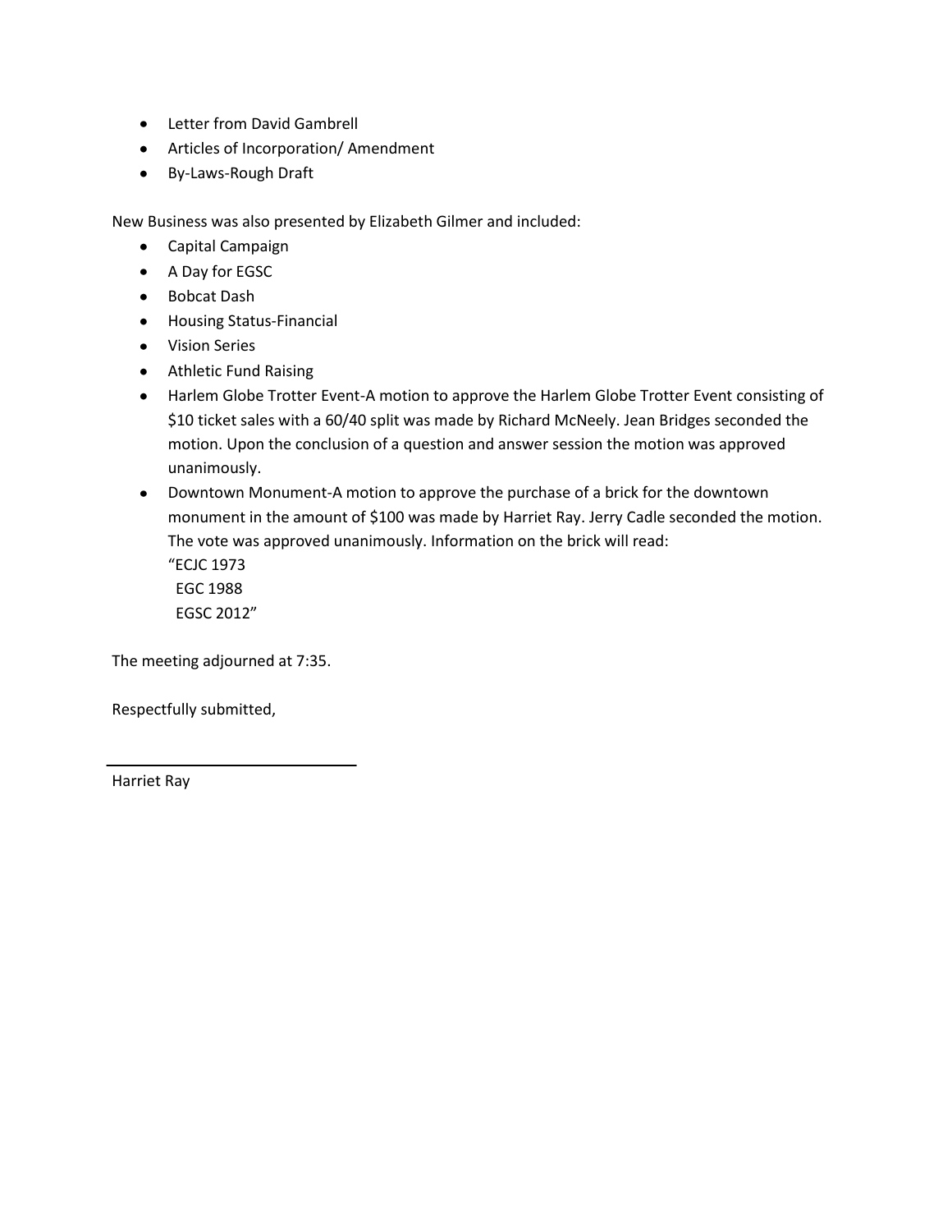- Letter from David Gambrell
- Articles of Incorporation/ Amendment
- By-Laws-Rough Draft

New Business was also presented by Elizabeth Gilmer and included:

- Capital Campaign
- A Day for EGSC
- Bobcat Dash
- Housing Status-Financial
- Vision Series
- Athletic Fund Raising
- Harlem Globe Trotter Event-A motion to approve the Harlem Globe Trotter Event consisting of $10 ticket sales with a 60/40 split was made by Richard McNeely. Jean Bridges seconded the motion. Upon the conclusion of a question and answer session the motion was approved unanimously.
- Downtown Monument-A motion to approve the purchase of a brick for the downtown monument in the amount of $100 was made by Harriet Ray. Jerry Cadle seconded the motion. The vote was approved unanimously. Information on the brick will read:
  "ECJC 1973
  EGC 1988
  EGSC 2012"

The meeting adjourned at 7:35.

Respectfully submitted,

Harriet Ray